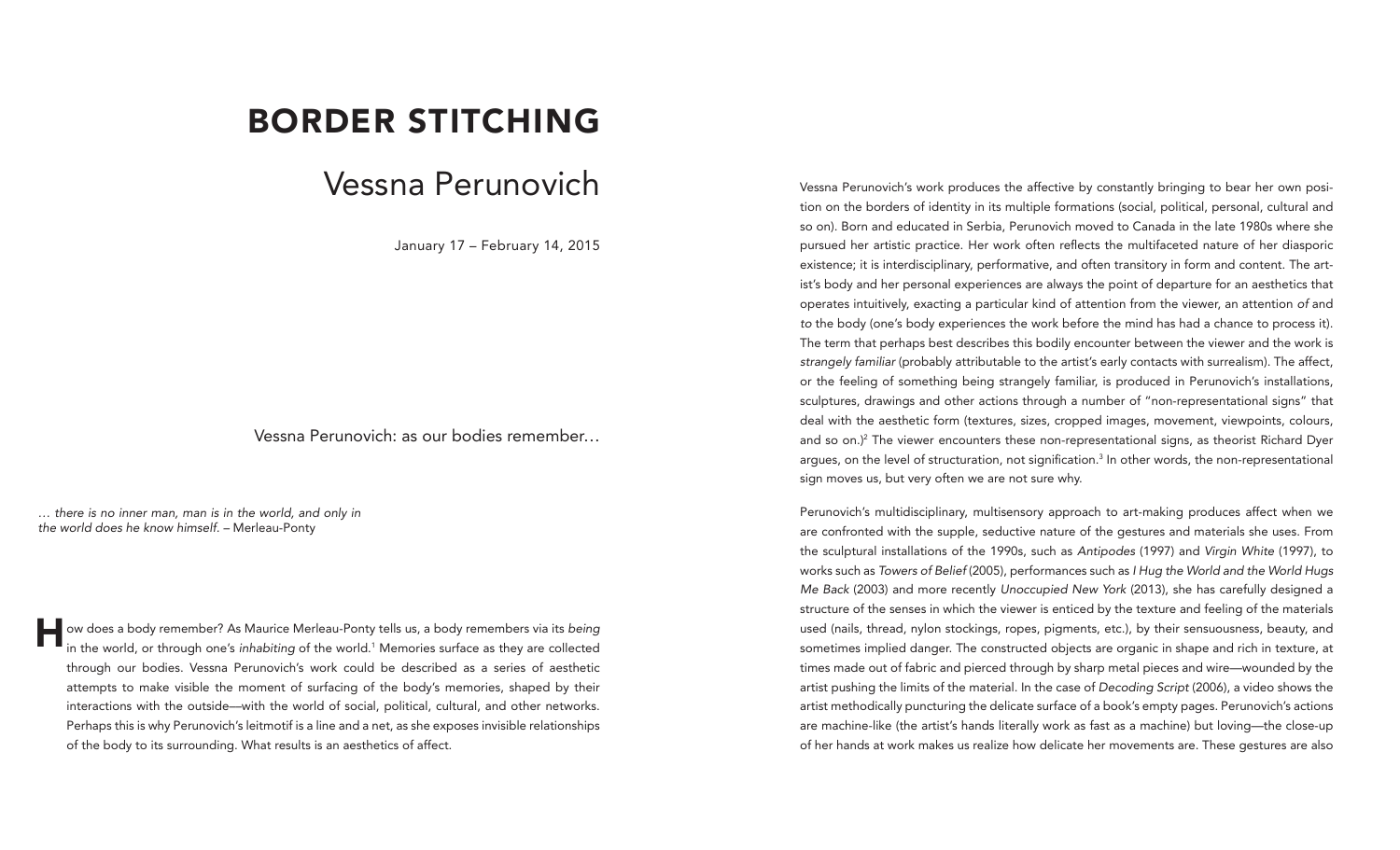# BORDER STITCHING

## Vessna Perunovich

January 17 – February 14, 2015

### Vessna Perunovich: as our bodies remember…

*… there is no inner man, man is in the world, and only in the world does he know himself.* – Merleau-Ponty

How does a body remember? As Maurice Merleau-Ponty tells us, a body remembers via its *being* in the world, or through one's *inhabiting* of the world.[1] Memories surface as they are collected through our bodies. Vessna Perunovich's work could be described as a series of aesthetic attempts to make visible the moment of surfacing of the body's memories, shaped by their interactions with the outside—with the world of social, political, cultural, and other networks. Perhaps this is why Perunovich's leitmotif is a line and a net, as she exposes invisible relationships of the body to its surrounding. What results is an aesthetics of affect.

Vessna Perunovich's work produces the affective by constantly bringing to bear her own position on the borders of identity in its multiple formations (social, political, personal, cultural and so on). Born and educated in Serbia, Perunovich moved to Canada in the late 1980s where she pursued her artistic practice. Her work often reflects the multifaceted nature of her diasporic existence; it is interdisciplinary, performative, and often transitory in form and content. The artist's body and her personal experiences are always the point of departure for an aesthetics that operates intuitively, exacting a particular kind of attention from the viewer, an attention *of* and *to* the body (one's body experiences the work before the mind has had a chance to process it). The term that perhaps best describes this bodily encounter between the viewer and the work is *strangely familiar* (probably attributable to the artist's early contacts with surrealism). The affect, or the feeling of something being strangely familiar, is produced in Perunovich's installations, sculptures, drawings and other actions through a number of "non-representational signs" that deal with the aesthetic form (textures, sizes, cropped images, movement, viewpoints, colours, and so on.)[2] The viewer encounters these non-representational signs, as theorist Richard Dyer argues, on the level of structuration, not signification.[3] In other words, the non-representational sign moves us, but very often we are not sure why.

Perunovich's multidisciplinary, multisensory approach to art-making produces affect when we are confronted with the supple, seductive nature of the gestures and materials she uses. From the sculptural installations of the 1990s, such as *Antipodes* (1997) and *Virgin White* (1997), to works such as *Towers of Belief* (2005), performances such as *I Hug the World and the World Hugs Me Back* (2003) and more recently *Unoccupied New York* (2013), she has carefully designed a structure of the senses in which the viewer is enticed by the texture and feeling of the materials used (nails, thread, nylon stockings, ropes, pigments, etc.), by their sensuousness, beauty, and sometimes implied danger. The constructed objects are organic in shape and rich in texture, at times made out of fabric and pierced through by sharp metal pieces and wire—wounded by the artist pushing the limits of the material. In the case of *Decoding Script* (2006), a video shows the artist methodically puncturing the delicate surface of a book's empty pages. Perunovich's actions are machine-like (the artist's hands literally work as fast as a machine) but loving—the close-up of her hands at work makes us realize how delicate her movements are. These gestures are also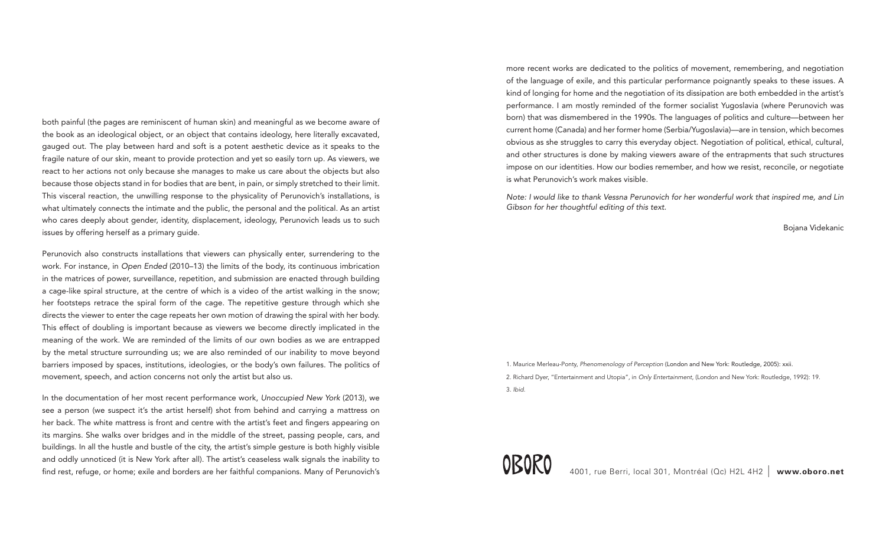both painful (the pages are reminiscent of human skin) and meaningful as we become aware of the book as an ideological object, or an object that contains ideology, here literally excavated, gauged out. The play between hard and soft is a potent aesthetic device as it speaks to the fragile nature of our skin, meant to provide protection and yet so easily torn up. As viewers, we react to her actions not only because she manages to make us care about the objects but also because those objects stand in for bodies that are bent, in pain, or simply stretched to their limit. This visceral reaction, the unwilling response to the physicality of Perunovich's installations, is what ultimately connects the intimate and the public, the personal and the political. As an artist who cares deeply about gender, identity, displacement, ideology, Perunovich leads us to such issues by offering herself as a primary guide.

Perunovich also constructs installations that viewers can physically enter, surrendering to the work. For instance, in *Open Ended* (2010–13) the limits of the body, its continuous imbrication in the matrices of power, surveillance, repetition, and submission are enacted through building a cage-like spiral structure, at the centre of which is a video of the artist walking in the snow; her footsteps retrace the spiral form of the cage. The repetitive gesture through which she directs the viewer to enter the cage repeats her own motion of drawing the spiral with her body. This effect of doubling is important because as viewers we become directly implicated in the meaning of the work. We are reminded of the limits of our own bodies as we are entrapped by the metal structure surrounding us; we are also reminded of our inability to move beyond barriers imposed by spaces, institutions, ideologies, or the body's own failures. The politics of movement, speech, and action concerns not only the artist but also us.

In the documentation of her most recent performance work, *Unoccupied New York* (2013), we see a person (we suspect it's the artist herself) shot from behind and carrying a mattress on her back. The white mattress is front and centre with the artist's feet and fingers appearing on its margins. She walks over bridges and in the middle of the street, passing people, cars, and buildings. In all the hustle and bustle of the city, the artist's simple gesture is both highly visible and oddly unnoticed (it is New York after all). The artist's ceaseless walk signals the inability to find rest, refuge, or home; exile and borders are her faithful companions. Many of Perunovich's more recent works are dedicated to the politics of movement, remembering, and negotiation of the language of exile, and this particular performance poignantly speaks to these issues. A kind of longing for home and the negotiation of its dissipation are both embedded in the artist's performance. I am mostly reminded of the former socialist Yugoslavia (where Perunovich was born) that was dismembered in the 1990s. The languages of politics and culture—between her current home (Canada) and her former home (Serbia/Yugoslavia)—are in tension, which becomes obvious as she struggles to carry this everyday object. Negotiation of political, ethical, cultural, and other structures is done by making viewers aware of the entrapments that such structures impose on our identities. How our bodies remember, and how we resist, reconcile, or negotiate is what Perunovich's work makes visible.

*Note: I would like to thank Vessna Perunovich for her wonderful work that inspired me, and Lin Gibson for her thoughtful editing of this text.*

Bojana Videkanic

1. Maurice Merleau-Ponty, *Phenomenology of Perception* (London and New York: Routledge, 2005): xxii.

2. Richard Dyer, "Entertainment and Utopia", in *Only Entertainment*, (London and New York: Routledge, 1992): 19.

3. *Ibid.*

OBORO 4001, rue Berri, local 301, Montréal (Qc) H2L 4H2 | **www.oboro.net**